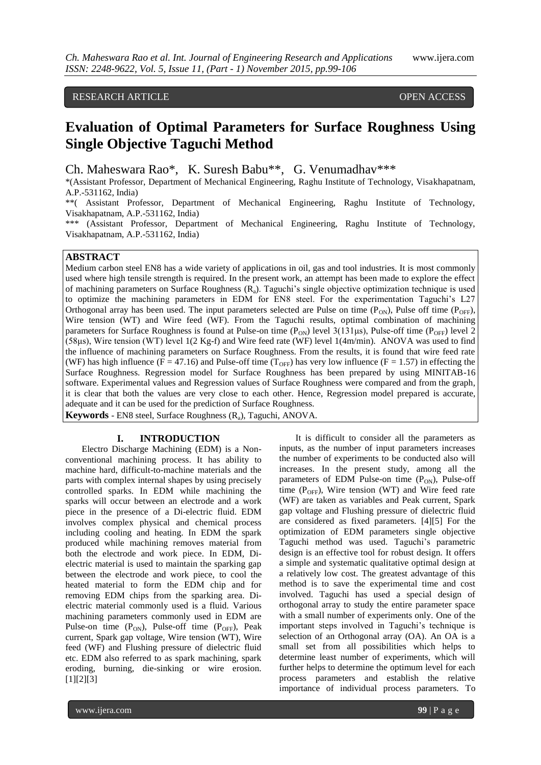RESEARCH ARTICLE OPEN ACCESS

# Evaluation of Optimal Parameters for Surface Roughness Using Single Objective Taguchi Method

Ch. Maheswara Rao*, K. Suresh Babu**, G. Venumadhav***

*(Assistant Professor, Department of Mechanical Engineering, Raghu Institute of Technology, Visakhapatnam, A.P.-531162, India)

**( Assistant Professor, Department of Mechanical Engineering, Raghu Institute of Technology, Visakhapatnam, A.P.-531162, India)

*** (Assistant Professor, Department of Mechanical Engineering, Raghu Institute of Technology, Visakhapatnam, A.P.-531162, India)

## ABSTRACT

Medium carbon steel EN8 has a wide variety of applications in oil, gas and tool industries. It is most commonly used where high tensile strength is required. In the present work, an attempt has been made to explore the effect of machining parameters on Surface Roughness ($R_a$). Taguchi's single objective optimization technique is used to optimize the machining parameters in EDM for EN8 steel. For the experimentation Taguchi's L27 Orthogonal array has been used. The input parameters selected are Pulse on time ($P_{ON}$), Pulse off time ($P_{OFF}$), Wire tension (WT) and Wire feed (WF). From the Taguchi results, optimal combination of machining parameters for Surface Roughness is found at Pulse-on time ($P_{ON}$) level 3(131μs), Pulse-off time ($P_{OFF}$) level 2 (58μs), Wire tension (WT) level 1(2 Kg-f) and Wire feed rate (WF) level 1(4m/min). ANOVA was used to find the influence of machining parameters on Surface Roughness. From the results, it is found that wire feed rate (WF) has high influence (F = 47.16) and Pulse-off time ($T_{OFF}$) has very low influence (F = 1.57) in effecting the Surface Roughness. Regression model for Surface Roughness has been prepared by using MINITAB-16 software. Experimental values and Regression values of Surface Roughness were compared and from the graph, it is clear that both the values are very close to each other. Hence, Regression model prepared is accurate, adequate and it can be used for the prediction of Surface Roughness.

**Keywords** - EN8 steel, Surface Roughness ($R_a$), Taguchi, ANOVA.

## I. INTRODUCTION

Electro Discharge Machining (EDM) is a Non-conventional machining process. It has ability to machine hard, difficult-to-machine materials and the parts with complex internal shapes by using precisely controlled sparks. In EDM while machining the sparks will occur between an electrode and a work piece in the presence of a Di-electric fluid. EDM involves complex physical and chemical process including cooling and heating. In EDM the spark produced while machining removes material from both the electrode and work piece. In EDM, Di-electric material is used to maintain the sparking gap between the electrode and work piece, to cool the heated material to form the EDM chip and for removing EDM chips from the sparking area. Di-electric material commonly used is a fluid. Various machining parameters commonly used in EDM are Pulse-on time ($P_{ON}$), Pulse-off time ($P_{OFF}$), Peak current, Spark gap voltage, Wire tension (WT), Wire feed (WF) and Flushing pressure of dielectric fluid etc. EDM also referred to as spark machining, spark eroding, burning, die-sinking or wire erosion. [1][2][3]

It is difficult to consider all the parameters as inputs, as the number of input parameters increases the number of experiments to be conducted also will increases. In the present study, among all the parameters of EDM Pulse-on time ($P_{ON}$), Pulse-off time ($P_{OFF}$), Wire tension (WT) and Wire feed rate (WF) are taken as variables and Peak current, Spark gap voltage and Flushing pressure of dielectric fluid are considered as fixed parameters. [4][5] For the optimization of EDM parameters single objective Taguchi method was used. Taguchi's parametric design is an effective tool for robust design. It offers a simple and systematic qualitative optimal design at a relatively low cost. The greatest advantage of this method is to save the experimental time and cost involved. Taguchi has used a special design of orthogonal array to study the entire parameter space with a small number of experiments only. One of the important steps involved in Taguchi's technique is selection of an Orthogonal array (OA). An OA is a small set from all possibilities which helps to determine least number of experiments, which will further helps to determine the optimum level for each process parameters and establish the relative importance of individual process parameters. To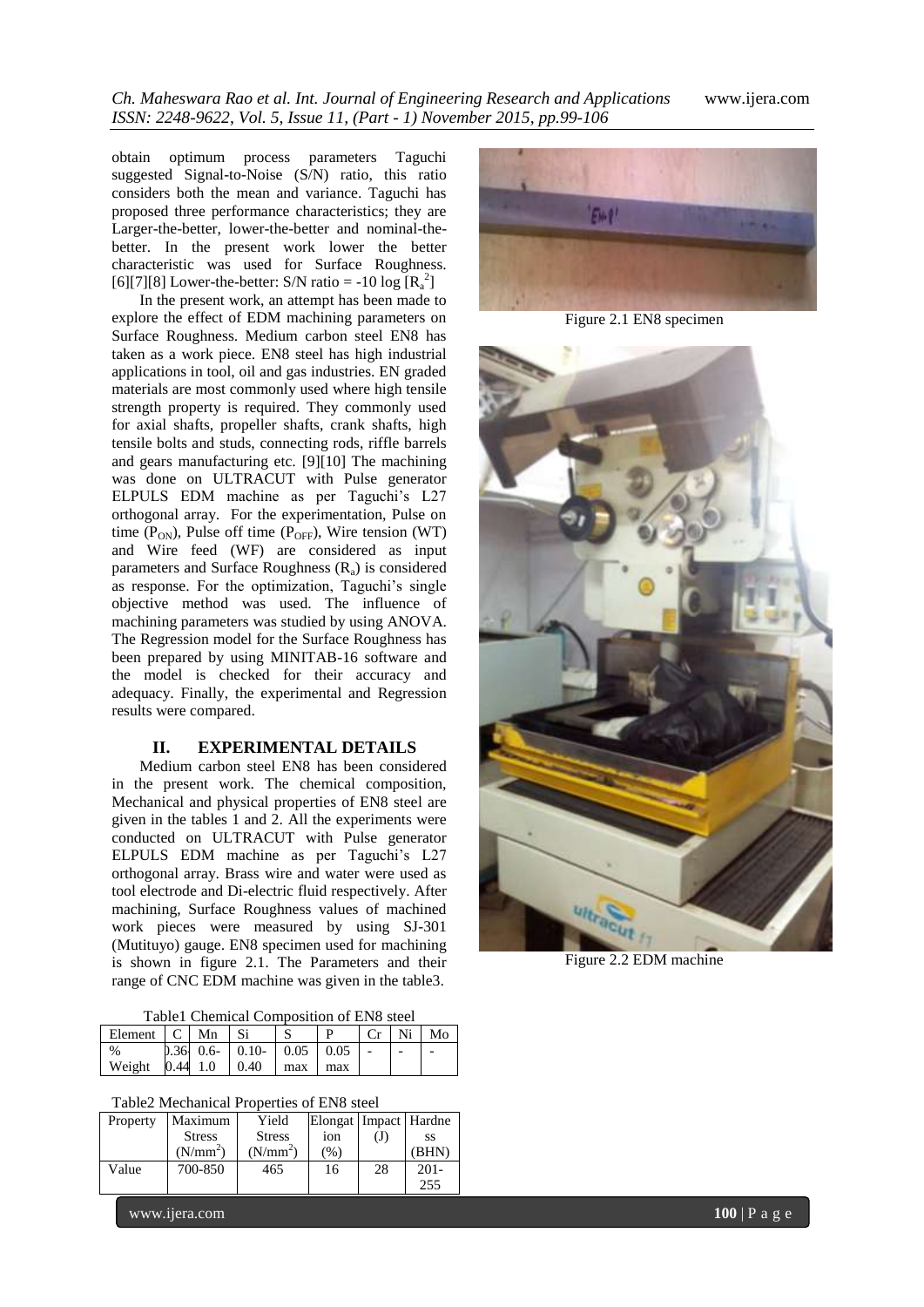obtain optimum process parameters Taguchi suggested Signal-to-Noise (S/N) ratio, this ratio considers both the mean and variance. Taguchi has proposed three performance characteristics; they are Larger-the-better, lower-the-better and nominal-the-better. In the present work lower the better characteristic was used for Surface Roughness. [6][7][8] Lower-the-better: S/N ratio = $-10 \log [R_a^2]$

In the present work, an attempt has been made to explore the effect of EDM machining parameters on Surface Roughness. Medium carbon steel EN8 has taken as a work piece. EN8 steel has high industrial applications in tool, oil and gas industries. EN graded materials are most commonly used where high tensile strength property is required. They commonly used for axial shafts, propeller shafts, crank shafts, high tensile bolts and studs, connecting rods, riffle barrels and gears manufacturing etc. [9][10] The machining was done on ULTRACUT with Pulse generator ELPULS EDM machine as per Taguchi's L27 orthogonal array. For the experimentation, Pulse on time ($P_{ON}$), Pulse off time ($P_{OFF}$), Wire tension (WT) and Wire feed (WF) are considered as input parameters and Surface Roughness ($R_a$) is considered as response. For the optimization, Taguchi's single objective method was used. The influence of machining parameters was studied by using ANOVA. The Regression model for the Surface Roughness has been prepared by using MINITAB-16 software and the model is checked for their accuracy and adequacy. Finally, the experimental and Regression results were compared.

## II. EXPERIMENTAL DETAILS

Medium carbon steel EN8 has been considered in the present work. The chemical composition, Mechanical and physical properties of EN8 steel are given in the tables 1 and 2. All the experiments were conducted on ULTRACUT with Pulse generator ELPULS EDM machine as per Taguchi's L27 orthogonal array. Brass wire and water were used as tool electrode and Di-electric fluid respectively. After machining, Surface Roughness values of machined work pieces were measured by using SJ-301 (Mutituyo) gauge. EN8 specimen used for machining is shown in figure 2.1. The Parameters and their range of CNC EDM machine was given in the table3.

Table1 Chemical Composition of EN8 steel

| Element | C | Mn | Si | S | P | Cr | Ni | Mo |
|---|---|---|---|---|---|---|---|---|
| % Weight | 0.36-0.44 | 0.6-1.0 | 0.10-0.40 | 0.05 max | 0.05 max | - | - | - |

Table2 Mechanical Properties of EN8 steel

| Property | Maximum Stress ($N/mm^2$) | Yield Stress ($N/mm^2$) | Elongation (%) | Impact (J) | Hardness (BHN) |
|---|---|---|---|---|---|
| Value | 700-850 | 465 | 16 | 28 | 201-255 |

Figure 2.1 EN8 specimen

Figure 2.2 EDM machine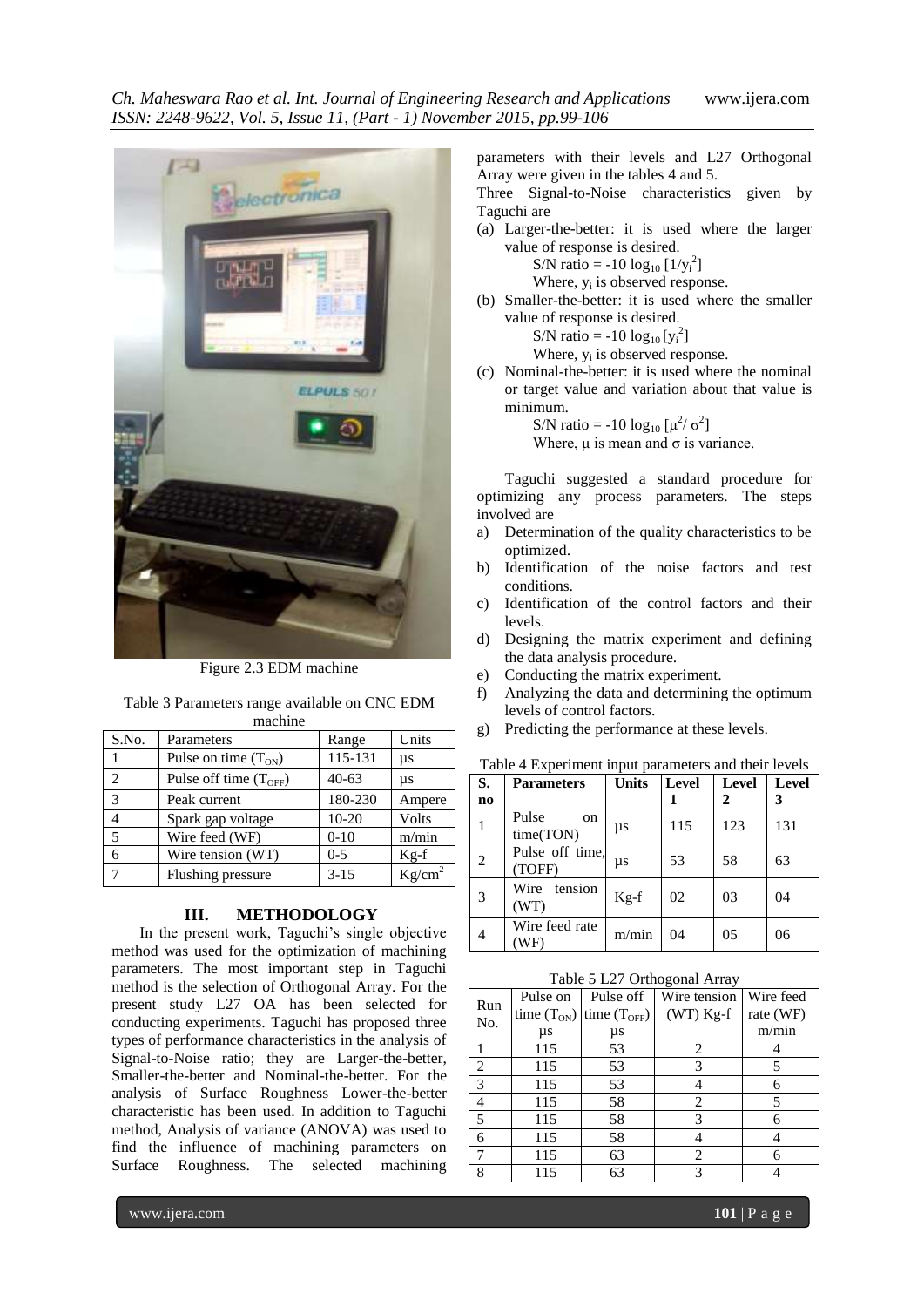Figure 2.3 EDM machine

Table 3 Parameters range available on CNC EDM machine

| S.No. | Parameters | Range | Units |
|---|---|---|---|
| 1 | Pulse on time ($T_{ON}$) | 115-131 | µs |
| 2 | Pulse off time ($T_{OFF}$) | 40-63 | µs |
| 3 | Peak current | 180-230 | Ampere |
| 4 | Spark gap voltage | 10-20 | Volts |
| 5 | Wire feed (WF) | 0-10 | m/min |
| 6 | Wire tension (WT) | 0-5 | Kg-f |
| 7 | Flushing pressure | 3-15 | $Kg/cm^2$ |

## III. METHODOLOGY

In the present work, Taguchi's single objective method was used for the optimization of machining parameters. The most important step in Taguchi method is the selection of Orthogonal Array. For the present study L27 OA has been selected for conducting experiments. Taguchi has proposed three types of performance characteristics in the analysis of Signal-to-Noise ratio; they are Larger-the-better, Smaller-the-better and Nominal-the-better. For the analysis of Surface Roughness Lower-the-better characteristic has been used. In addition to Taguchi method, Analysis of variance (ANOVA) was used to find the influence of machining parameters on Surface Roughness. The selected machining parameters with their levels and L27 Orthogonal Array were given in the tables 4 and 5.

Three Signal-to-Noise characteristics given by Taguchi are

(a) Larger-the-better: it is used where the larger value of response is desired.

S/N ratio = $-10 \log_{10} [1/y_i^2]$

Where, $y_i$ is observed response.

(b) Smaller-the-better: it is used where the smaller value of response is desired.

S/N ratio = $-10 \log_{10} [y_i^2]$

Where, $y_i$ is observed response.

(c) Nominal-the-better: it is used where the nominal or target value and variation about that value is minimum.

S/N ratio = $-10 \log_{10} [\mu^2/ \sigma^2]$

Where, µ is mean and σ is variance.

Taguchi suggested a standard procedure for optimizing any process parameters. The steps involved are

a) Determination of the quality characteristics to be optimized.
b) Identification of the noise factors and test conditions.
c) Identification of the control factors and their levels.
d) Designing the matrix experiment and defining the data analysis procedure.
e) Conducting the matrix experiment.
f) Analyzing the data and determining the optimum levels of control factors.
g) Predicting the performance at these levels.

Table 4 Experiment input parameters and their levels

| S. no | Parameters | Units | Level 1 | Level 2 | Level 3 |
|---|---|---|---|---|---|
| 1 | Pulse on time(TON) | µs | 115 | 123 | 131 |
| 2 | Pulse off time, (TOFF) | µs | 53 | 58 | 63 |
| 3 | Wire tension (WT) | Kg-f | 02 | 03 | 04 |
| 4 | Wire feed rate (WF) | m/min | 04 | 05 | 06 |

Table 5 L27 Orthogonal Array

| Run No. | Pulse on time ($T_{ON}$) µs | Pulse off time ($T_{OFF}$) µs | Wire tension (WT) Kg-f | Wire feed rate (WF) m/min |
|---|---|---|---|---|
| 1 | 115 | 53 | 2 | 4 |
| 2 | 115 | 53 | 3 | 5 |
| 3 | 115 | 53 | 4 | 6 |
| 4 | 115 | 58 | 2 | 5 |
| 5 | 115 | 58 | 3 | 6 |
| 6 | 115 | 58 | 4 | 4 |
| 7 | 115 | 63 | 2 | 6 |
| 8 | 115 | 63 | 3 | 4 |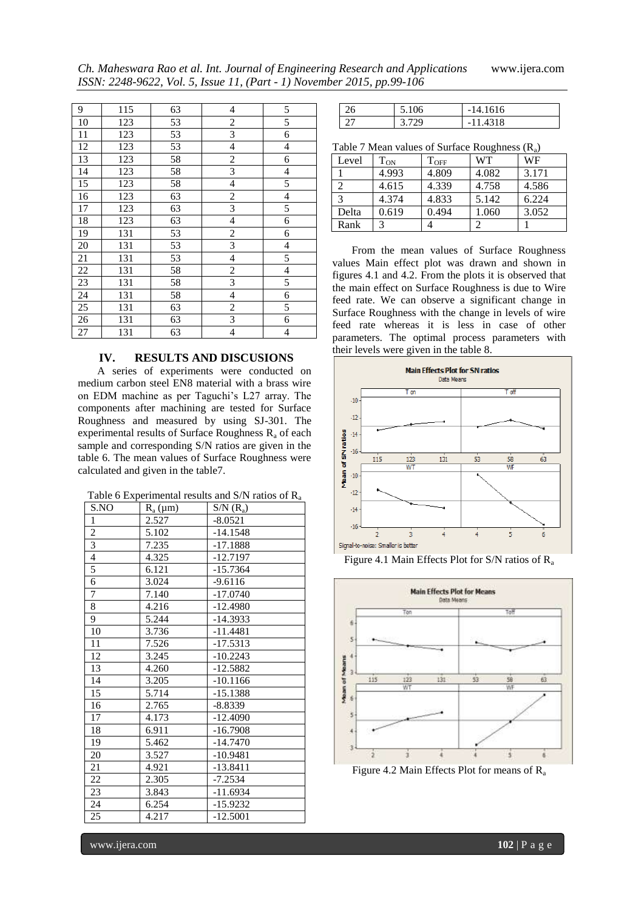| 9 | 115 | 63 | 4 | 5 |
|---|---|---|---|---|
| 10 | 123 | 53 | 2 | 5 |
| 11 | 123 | 53 | 3 | 6 |
| 12 | 123 | 53 | 4 | 4 |
| 13 | 123 | 58 | 2 | 6 |
| 14 | 123 | 58 | 3 | 4 |
| 15 | 123 | 58 | 4 | 5 |
| 16 | 123 | 63 | 2 | 4 |
| 17 | 123 | 63 | 3 | 5 |
| 18 | 123 | 63 | 4 | 6 |
| 19 | 131 | 53 | 2 | 6 |
| 20 | 131 | 53 | 3 | 4 |
| 21 | 131 | 53 | 4 | 5 |
| 22 | 131 | 58 | 2 | 4 |
| 23 | 131 | 58 | 3 | 5 |
| 24 | 131 | 58 | 4 | 6 |
| 25 | 131 | 63 | 2 | 5 |
| 26 | 131 | 63 | 3 | 6 |
| 27 | 131 | 63 | 4 | 4 |

## IV. RESULTS AND DISCUSIONS

A series of experiments were conducted on medium carbon steel EN8 material with a brass wire on EDM machine as per Taguchi's L27 array. The components after machining are tested for Surface Roughness and measured by using SJ-301. The experimental results of Surface Roughness $R_a$ of each sample and corresponding S/N ratios are given in the table 6. The mean values of Surface Roughness were calculated and given in the table7.

Table 6 Experimental results and S/N ratios of $R_a$

| S.NO | $R_a$ (μm) | S/N ($R_a$) |
|---|---|---|
| 1 | 2.527 | -8.0521 |
| 2 | 5.102 | -14.1548 |
| 3 | 7.235 | -17.1888 |
| 4 | 4.325 | -12.7197 |
| 5 | 6.121 | -15.7364 |
| 6 | 3.024 | -9.6116 |
| 7 | 7.140 | -17.0740 |
| 8 | 4.216 | -12.4980 |
| 9 | 5.244 | -14.3933 |
| 10 | 3.736 | -11.4481 |
| 11 | 7.526 | -17.5313 |
| 12 | 3.245 | -10.2243 |
| 13 | 4.260 | -12.5882 |
| 14 | 3.205 | -10.1166 |
| 15 | 5.714 | -15.1388 |
| 16 | 2.765 | -8.8339 |
| 17 | 4.173 | -12.4090 |
| 18 | 6.911 | -16.7908 |
| 19 | 5.462 | -14.7470 |
| 20 | 3.527 | -10.9481 |
| 21 | 4.921 | -13.8411 |
| 22 | 2.305 | -7.2534 |
| 23 | 3.843 | -11.6934 |
| 24 | 6.254 | -15.9232 |
| 25 | 4.217 | -12.5001 |
| 26 | 5.106 | -14.1616 |
| 27 | 3.729 | -11.4318 |

Table 7 Mean values of Surface Roughness ($R_a$)

| Level | $T_{ON}$ | $T_{OFF}$ | WT | WF |
|---|---|---|---|---|
| 1 | 4.993 | 4.809 | 4.082 | 3.171 |
| 2 | 4.615 | 4.339 | 4.758 | 4.586 |
| 3 | 4.374 | 4.833 | 5.142 | 6.224 |
| Delta | 0.619 | 0.494 | 1.060 | 3.052 |
| Rank | 3 | 4 | 2 | 1 |

From the mean values of Surface Roughness values Main effect plot was drawn and shown in figures 4.1 and 4.2. From the plots it is observed that the main effect on Surface Roughness is due to Wire feed rate. We can observe a significant change in Surface Roughness with the change in levels of wire feed rate whereas it is less in case of other parameters. The optimal process parameters with their levels were given in the table 8.

Figure 4.1 Main Effects Plot for S/N ratios of $R_a$

Figure 4.2 Main Effects Plot for means of $R_a$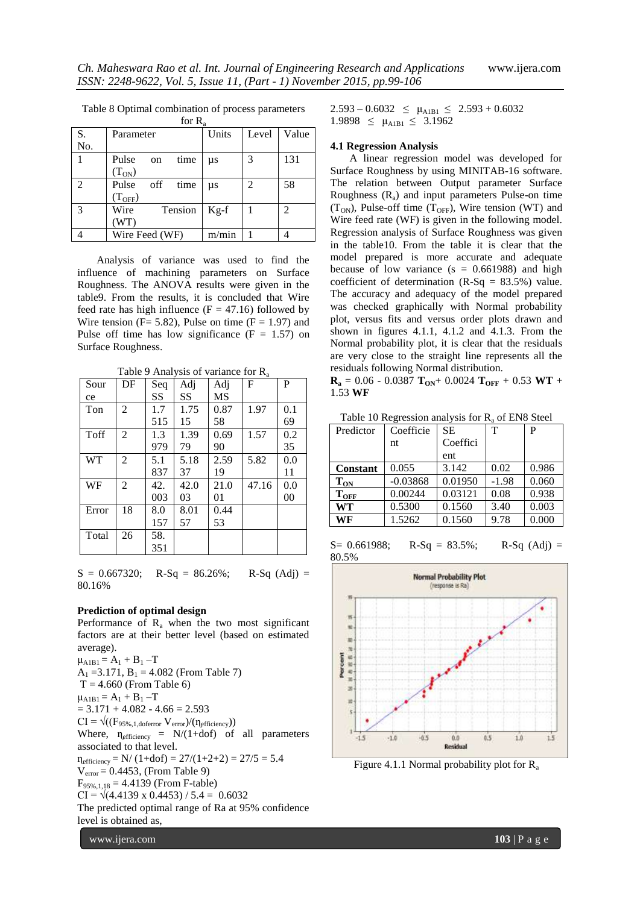Table 8 Optimal combination of process parameters for $R_a$

| S. No. | Parameter | Units | Level | Value |
|---|---|---|---|---|
| 1 | Pulse on time ($T_{ON}$) | µs | 3 | 131 |
| 2 | Pulse off time ($T_{OFF}$) | µs | 2 | 58 |
| 3 | Wire Tension (WT) | Kg-f | 1 | 2 |
| 4 | Wire Feed (WF) | m/min | 1 | 4 |

Analysis of variance was used to find the influence of machining parameters on Surface Roughness. The ANOVA results were given in the table9. From the results, it is concluded that Wire feed rate has high influence ($F = 47.16$) followed by Wire tension ($F = 5.82$), Pulse on time ($F = 1.97$) and Pulse off time has low significance ($F = 1.57$) on Surface Roughness.

Table 9 Analysis of variance for $R_a$

| Source | DF | Seq SS | Adj SS | Adj MS | F | P |
|---|---|---|---|---|---|---|
| Ton | 2 | 1.7515 | 1.7515 | 0.8758 | 1.97 | 0.169 |
| Toff | 2 | 1.3979 | 1.3979 | 0.6990 | 1.57 | 0.235 |
| WT | 2 | 5.1837 | 5.1837 | 2.5919 | 5.82 | 0.011 |
| WF | 2 | 42.003 | 42.003 | 21.001 | 47.16 | 0.000 |
| Error | 18 | 8.0157 | 8.0157 | 0.4453 | | |
| Total | 26 | 58.351 | | | | |

S = 0.667320; R-Sq = 86.26%; R-Sq (Adj) = 80.16%

**Prediction of optimal design**

Performance of $R_a$ when the two most significant factors are at their better level (based on estimated average).

$\mu_{A1B1} = A_1 + B_1 - T$

$A_1 = 3.171$, $B_1 = 4.082$ (From Table 7)

$T = 4.660$ (From Table 6)

$\mu_{A1B1} = A_1 + B_1 - T$

$= 3.171 + 4.082 - 4.66 = 2.593$

$CI = \sqrt{((F_{95\%,1,dof error}\, V_{error})/(\eta_{efficiency}))}$

Where, $\eta_{efficiency} = N/(1+dof)$ of all parameters associated to that level.

$\eta_{efficiency} = N/(1+dof) = 27/(1+2+2) = 27/5 = 5.4$

$V_{error} = 0.4453$, (From Table 9)

$F_{95\%,1,18} = 4.4139$ (From F-table)

$CI = \sqrt{(4.4139 \times 0.4453) / 5.4} = 0.6032$

The predicted optimal range of Ra at 95% confidence level is obtained as,

$2.593 - 0.6032 \leq \mu_{A1B1} \leq 2.593 + 0.6032$

$1.9898 \leq \mu_{A1B1} \leq 3.1962$

### 4.1 Regression Analysis

A linear regression model was developed for Surface Roughness by using MINITAB-16 software. The relation between Output parameter Surface Roughness ($R_a$) and input parameters Pulse-on time ($T_{ON}$), Pulse-off time ($T_{OFF}$), Wire tension (WT) and Wire feed rate (WF) is given in the following model. Regression analysis of Surface Roughness was given in the table10. From the table it is clear that the model prepared is more accurate and adequate because of low variance ($s = 0.661988$) and high coefficient of determination (R-Sq = 83.5%) value. The accuracy and adequacy of the model prepared was checked graphically with Normal probability plot, versus fits and versus order plots drawn and shown in figures 4.1.1, 4.1.2 and 4.1.3. From the Normal probability plot, it is clear that the residuals are very close to the straight line represents all the residuals following Normal distribution.

$\mathbf{R_a} = 0.06 - 0.0387\ \mathbf{T_{ON}} + 0.0024\ \mathbf{T_{OFF}} + 0.53\ \mathbf{WT} + 1.53\ \mathbf{WF}$

Table 10 Regression analysis for $R_a$ of EN8 Steel

| Predictor | Coefficient | SE Coefficient | T | P |
|---|---|---|---|---|
| **Constant** | 0.055 | 3.142 | 0.02 | 0.986 |
| $\mathbf{T_{ON}}$ | -0.03868 | 0.01950 | -1.98 | 0.060 |
| $\mathbf{T_{OFF}}$ | 0.00244 | 0.03121 | 0.08 | 0.938 |
| **WT** | 0.5300 | 0.1560 | 3.40 | 0.003 |
| **WF** | 1.5262 | 0.1560 | 9.78 | 0.000 |

S= 0.661988; R-Sq = 83.5%; R-Sq (Adj) = 80.5%

Figure 4.1.1 Normal probability plot for $R_a$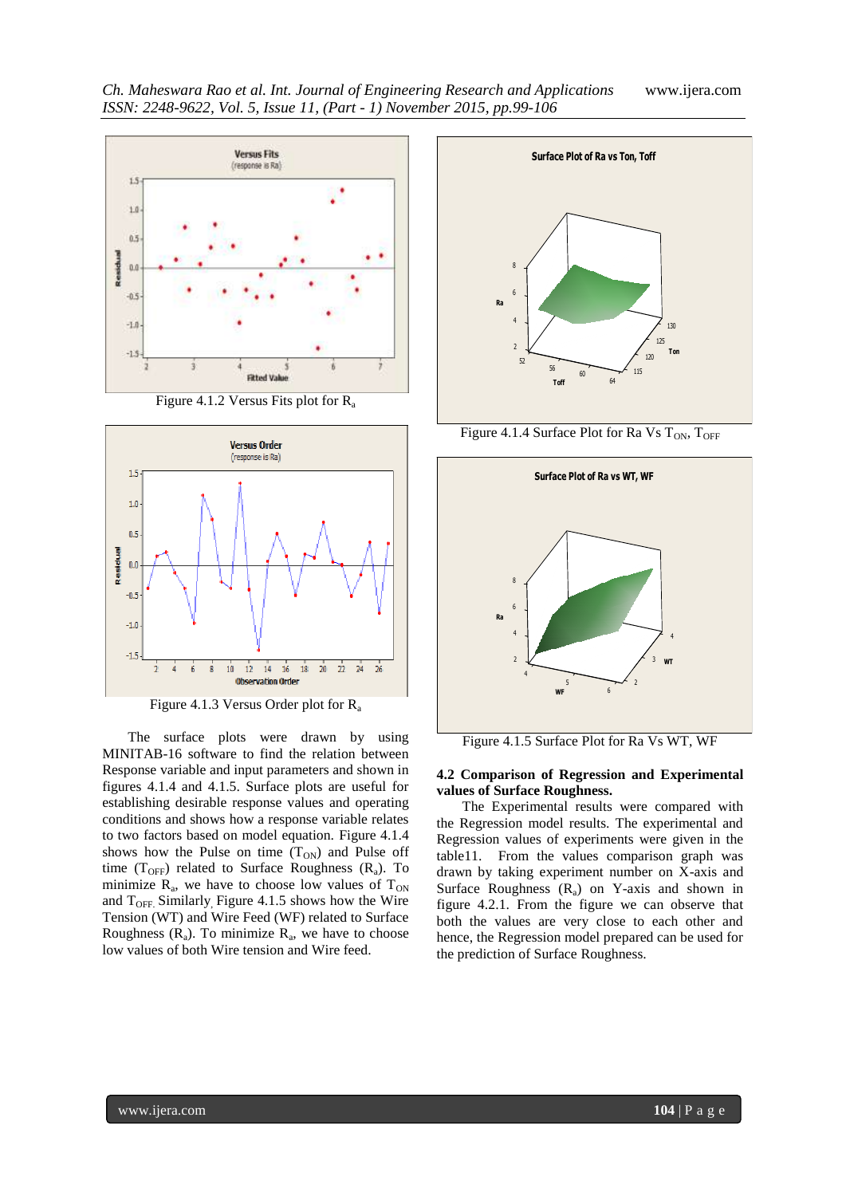Figure 4.1.2 Versus Fits plot for $R_a$

Figure 4.1.3 Versus Order plot for $R_a$

The surface plots were drawn by using MINITAB-16 software to find the relation between Response variable and input parameters and shown in figures 4.1.4 and 4.1.5. Surface plots are useful for establishing desirable response values and operating conditions and shows how a response variable relates to two factors based on model equation. Figure 4.1.4 shows how the Pulse on time ($T_{ON}$) and Pulse off time ($T_{OFF}$) related to Surface Roughness ($R_a$). To minimize $R_a$, we have to choose low values of $T_{ON}$ and $T_{OFF}$. Similarly, Figure 4.1.5 shows how the Wire Tension (WT) and Wire Feed (WF) related to Surface Roughness ($R_a$). To minimize $R_a$, we have to choose low values of both Wire tension and Wire feed.

Figure 4.1.4 Surface Plot for Ra Vs $T_{ON}$, $T_{OFF}$

Figure 4.1.5 Surface Plot for Ra Vs WT, WF

### 4.2 Comparison of Regression and Experimental values of Surface Roughness.

The Experimental results were compared with the Regression model results. The experimental and Regression values of experiments were given in the table11. From the values comparison graph was drawn by taking experiment number on X-axis and Surface Roughness ($R_a$) on Y-axis and shown in figure 4.2.1. From the figure we can observe that both the values are very close to each other and hence, the Regression model prepared can be used for the prediction of Surface Roughness.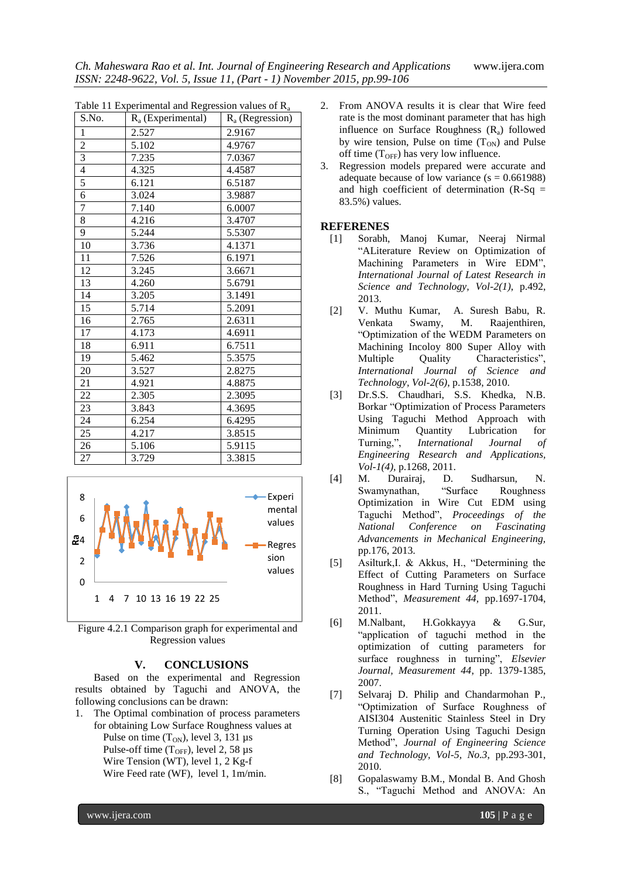Table 11 Experimental and Regression values of $R_a$

| S.No. | $R_a$ (Experimental) | $R_a$ (Regression) |
|---|---|---|
| 1 | 2.527 | 2.9167 |
| 2 | 5.102 | 4.9767 |
| 3 | 7.235 | 7.0367 |
| 4 | 4.325 | 4.4587 |
| 5 | 6.121 | 6.5187 |
| 6 | 3.024 | 3.9887 |
| 7 | 7.140 | 6.0007 |
| 8 | 4.216 | 3.4707 |
| 9 | 5.244 | 5.5307 |
| 10 | 3.736 | 4.1371 |
| 11 | 7.526 | 6.1971 |
| 12 | 3.245 | 3.6671 |
| 13 | 4.260 | 5.6791 |
| 14 | 3.205 | 3.1491 |
| 15 | 5.714 | 5.2091 |
| 16 | 2.765 | 2.6311 |
| 17 | 4.173 | 4.6911 |
| 18 | 6.911 | 6.7511 |
| 19 | 5.462 | 5.3575 |
| 20 | 3.527 | 2.8275 |
| 21 | 4.921 | 4.8875 |
| 22 | 2.305 | 2.3095 |
| 23 | 3.843 | 4.3695 |
| 24 | 6.254 | 6.4295 |
| 25 | 4.217 | 3.8515 |
| 26 | 5.106 | 5.9115 |
| 27 | 3.729 | 3.3815 |

Figure 4.2.1 Comparison graph for experimental and Regression values

## V. CONCLUSIONS

Based on the experimental and Regression results obtained by Taguchi and ANOVA, the following conclusions can be drawn:

1. The Optimal combination of process parameters for obtaining Low Surface Roughness values at
   Pulse on time ($T_{ON}$), level 3, 131 µs
   Pulse-off time ($T_{OFF}$), level 2, 58 µs
   Wire Tension (WT), level 1, 2 Kg-f
   Wire Feed rate (WF), level 1, 1m/min.
2. From ANOVA results it is clear that Wire feed rate is the most dominant parameter that has high influence on Surface Roughness ($R_a$) followed by wire tension, Pulse on time ($T_{ON}$) and Pulse off time ($T_{OFF}$) has very low influence.
3. Regression models prepared were accurate and adequate because of low variance (s = 0.661988) and high coefficient of determination (R-Sq = 83.5%) values.

## REFERENES

[1] Sorabh, Manoj Kumar, Neeraj Nirmal "ALiterature Review on Optimization of Machining Parameters in Wire EDM", *International Journal of Latest Research in Science and Technology, Vol-2(1)*, p.492, 2013.

[2] V. Muthu Kumar, A. Suresh Babu, R. Venkata Swamy, M. Raajenthiren, "Optimization of the WEDM Parameters on Machining Incoloy 800 Super Alloy with Multiple Quality Characteristics", *International Journal of Science and Technology, Vol-2(6)*, p.1538, 2010.

[3] Dr.S.S. Chaudhari, S.S. Khedka, N.B. Borkar "Optimization of Process Parameters Using Taguchi Method Approach with Minimum Quantity Lubrication for Turning,", *International Journal of Engineering Research and Applications, Vol-1(4)*, p.1268, 2011.

[4] M. Durairaj, D. Sudharsun, N. Swamynathan, "Surface Roughness Optimization in Wire Cut EDM using Taguchi Method", *Proceedings of the National Conference on Fascinating Advancements in Mechanical Engineering*, pp.176, 2013.

[5] Asilturk,I. & Akkus, H., "Determining the Effect of Cutting Parameters on Surface Roughness in Hard Turning Using Taguchi Method", *Measurement 44*, pp.1697-1704, 2011.

[6] M.Nalbant, H.Gokkayya & G.Sur, "application of taguchi method in the optimization of cutting parameters for surface roughness in turning", *Elsevier Journal, Measurement 44*, pp. 1379-1385, 2007.

[7] Selvaraj D. Philip and Chandarmohan P., "Optimization of Surface Roughness of AISI304 Austenitic Stainless Steel in Dry Turning Operation Using Taguchi Design Method", *Journal of Engineering Science and Technology, Vol-5, No.3*, pp.293-301, 2010.

[8] Gopalaswamy B.M., Mondal B. And Ghosh S., "Taguchi Method and ANOVA: An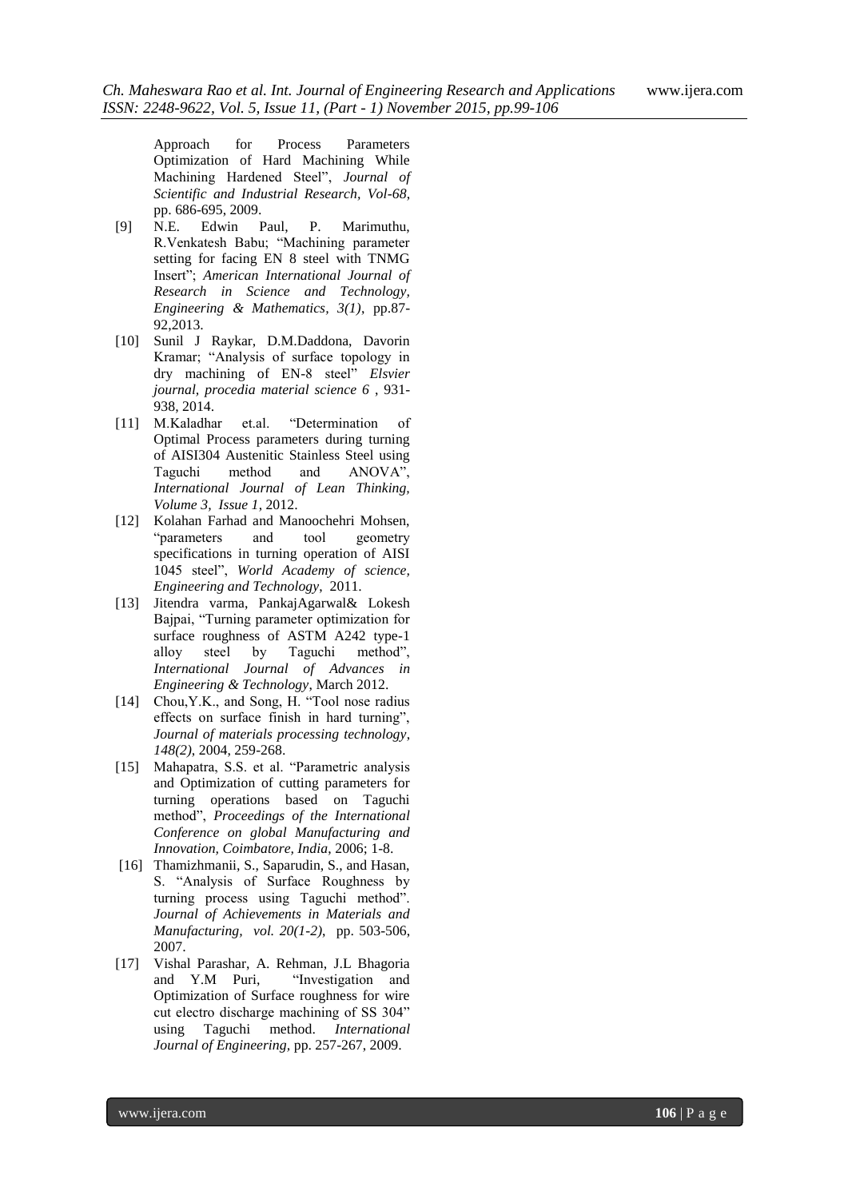Approach for Process Parameters Optimization of Hard Machining While Machining Hardened Steel", *Journal of Scientific and Industrial Research, Vol-68*, pp. 686-695, 2009.

[9] N.E. Edwin Paul, P. Marimuthu, R.Venkatesh Babu; "Machining parameter setting for facing EN 8 steel with TNMG Insert"; *American International Journal of Research in Science and Technology, Engineering & Mathematics, 3(1)*, pp.87-92,2013.

[10] Sunil J Raykar, D.M.Daddona, Davorin Kramar; "Analysis of surface topology in dry machining of EN-8 steel" *Elsvier journal, procedia material science 6* , 931-938, 2014.

[11] M.Kaladhar et.al. "Determination of Optimal Process parameters during turning of AISI304 Austenitic Stainless Steel using Taguchi method and ANOVA", *International Journal of Lean Thinking, Volume 3, Issue 1*, 2012.

[12] Kolahan Farhad and Manoochehri Mohsen, "parameters and tool geometry specifications in turning operation of AISI 1045 steel", *World Academy of science, Engineering and Technology*, 2011.

[13] Jitendra varma, PankajAgarwal& Lokesh Bajpai, "Turning parameter optimization for surface roughness of ASTM A242 type-1 alloy steel by Taguchi method", *International Journal of Advances in Engineering & Technology*, March 2012.

[14] Chou,Y.K., and Song, H. "Tool nose radius effects on surface finish in hard turning", *Journal of materials processing technology, 148(2)*, 2004, 259-268.

[15] Mahapatra, S.S. et al. "Parametric analysis and Optimization of cutting parameters for turning operations based on Taguchi method", *Proceedings of the International Conference on global Manufacturing and Innovation, Coimbatore, India*, 2006; 1-8.

[16] Thamizhmanii, S., Saparudin, S., and Hasan, S. "Analysis of Surface Roughness by turning process using Taguchi method". *Journal of Achievements in Materials and Manufacturing, vol. 20(1-2)*, pp. 503-506, 2007.

[17] Vishal Parashar, A. Rehman, J.L Bhagoria and Y.M Puri, "Investigation and Optimization of Surface roughness for wire cut electro discharge machining of SS 304" using Taguchi method. *International Journal of Engineering*, pp. 257-267, 2009.